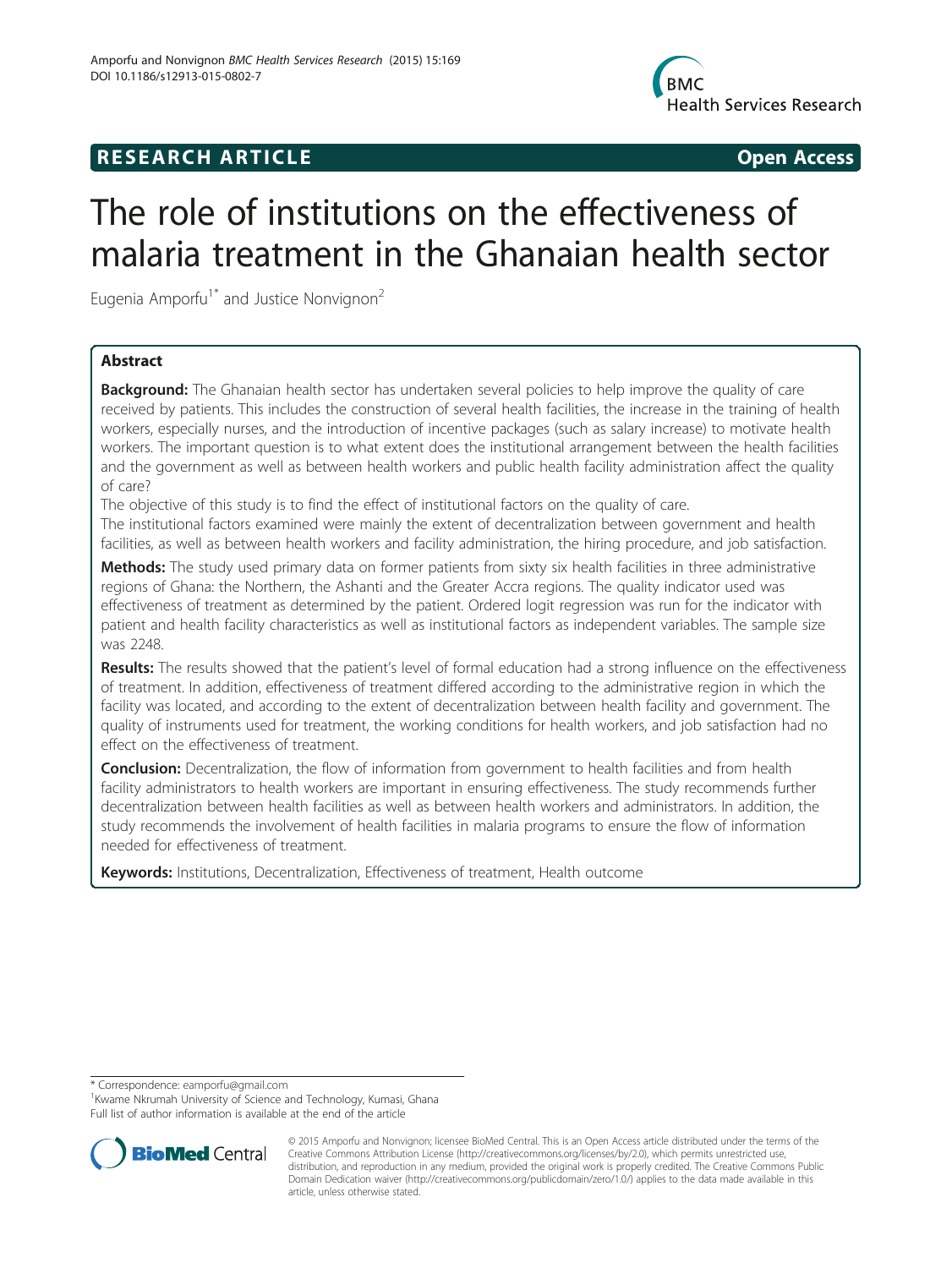**RESEARCH ARTICLE** **Open Access**

# The role of institutions on the effectiveness of malaria treatment in the Ghanaian health sector

Eugenia Amporfu[1*] and Justice Nonvignon[2]

## Abstract

**Background:** The Ghanaian health sector has undertaken several policies to help improve the quality of care received by patients. This includes the construction of several health facilities, the increase in the training of health workers, especially nurses, and the introduction of incentive packages (such as salary increase) to motivate health workers. The important question is to what extent does the institutional arrangement between the health facilities and the government as well as between health workers and public health facility administration affect the quality of care?

The objective of this study is to find the effect of institutional factors on the quality of care.

The institutional factors examined were mainly the extent of decentralization between government and health facilities, as well as between health workers and facility administration, the hiring procedure, and job satisfaction.

**Methods:** The study used primary data on former patients from sixty six health facilities in three administrative regions of Ghana: the Northern, the Ashanti and the Greater Accra regions. The quality indicator used was effectiveness of treatment as determined by the patient. Ordered logit regression was run for the indicator with patient and health facility characteristics as well as institutional factors as independent variables. The sample size was 2248.

**Results:** The results showed that the patient's level of formal education had a strong influence on the effectiveness of treatment. In addition, effectiveness of treatment differed according to the administrative region in which the facility was located, and according to the extent of decentralization between health facility and government. The quality of instruments used for treatment, the working conditions for health workers, and job satisfaction had no effect on the effectiveness of treatment.

**Conclusion:** Decentralization, the flow of information from government to health facilities and from health facility administrators to health workers are important in ensuring effectiveness. The study recommends further decentralization between health facilities as well as between health workers and administrators. In addition, the study recommends the involvement of health facilities in malaria programs to ensure the flow of information needed for effectiveness of treatment.

**Keywords:** Institutions, Decentralization, Effectiveness of treatment, Health outcome

---

\* Correspondence: eamporfu@gmail.com
[1]Kwame Nkrumah University of Science and Technology, Kumasi, Ghana
Full list of author information is available at the end of the article

© 2015 Amporfu and Nonvignon; licensee BioMed Central. This is an Open Access article distributed under the terms of the Creative Commons Attribution License (http://creativecommons.org/licenses/by/2.0), which permits unrestricted use, distribution, and reproduction in any medium, provided the original work is properly credited. The Creative Commons Public Domain Dedication waiver (http://creativecommons.org/publicdomain/zero/1.0/) applies to the data made available in this article, unless otherwise stated.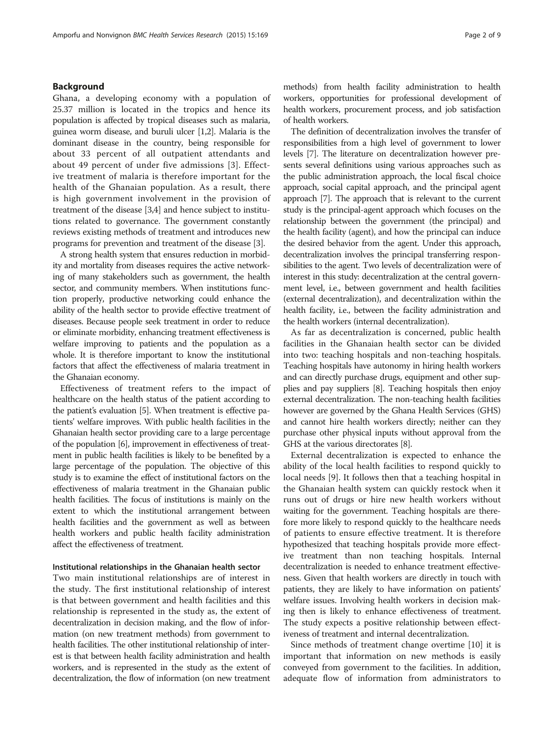## Background

Ghana, a developing economy with a population of 25.37 million is located in the tropics and hence its population is affected by tropical diseases such as malaria, guinea worm disease, and buruli ulcer [1,2]. Malaria is the dominant disease in the country, being responsible for about 33 percent of all outpatient attendants and about 49 percent of under five admissions [3]. Effective treatment of malaria is therefore important for the health of the Ghanaian population. As a result, there is high government involvement in the provision of treatment of the disease [3,4] and hence subject to institutions related to governance. The government constantly reviews existing methods of treatment and introduces new programs for prevention and treatment of the disease [3].

A strong health system that ensures reduction in morbidity and mortality from diseases requires the active networking of many stakeholders such as government, the health sector, and community members. When institutions function properly, productive networking could enhance the ability of the health sector to provide effective treatment of diseases. Because people seek treatment in order to reduce or eliminate morbidity, enhancing treatment effectiveness is welfare improving to patients and the population as a whole. It is therefore important to know the institutional factors that affect the effectiveness of malaria treatment in the Ghanaian economy.

Effectiveness of treatment refers to the impact of healthcare on the health status of the patient according to the patient's evaluation [5]. When treatment is effective patients' welfare improves. With public health facilities in the Ghanaian health sector providing care to a large percentage of the population [6], improvement in effectiveness of treatment in public health facilities is likely to be benefited by a large percentage of the population. The objective of this study is to examine the effect of institutional factors on the effectiveness of malaria treatment in the Ghanaian public health facilities. The focus of institutions is mainly on the extent to which the institutional arrangement between health facilities and the government as well as between health workers and public health facility administration affect the effectiveness of treatment.

### Institutional relationships in the Ghanaian health sector

Two main institutional relationships are of interest in the study. The first institutional relationship of interest is that between government and health facilities and this relationship is represented in the study as, the extent of decentralization in decision making, and the flow of information (on new treatment methods) from government to health facilities. The other institutional relationship of interest is that between health facility administration and health workers, and is represented in the study as the extent of decentralization, the flow of information (on new treatment methods) from health facility administration to health workers, opportunities for professional development of health workers, procurement process, and job satisfaction of health workers.

The definition of decentralization involves the transfer of responsibilities from a high level of government to lower levels [7]. The literature on decentralization however presents several definitions using various approaches such as the public administration approach, the local fiscal choice approach, social capital approach, and the principal agent approach [7]. The approach that is relevant to the current study is the principal-agent approach which focuses on the relationship between the government (the principal) and the health facility (agent), and how the principal can induce the desired behavior from the agent. Under this approach, decentralization involves the principal transferring responsibilities to the agent. Two levels of decentralization were of interest in this study: decentralization at the central government level, i.e., between government and health facilities (external decentralization), and decentralization within the health facility, i.e., between the facility administration and the health workers (internal decentralization).

As far as decentralization is concerned, public health facilities in the Ghanaian health sector can be divided into two: teaching hospitals and non-teaching hospitals. Teaching hospitals have autonomy in hiring health workers and can directly purchase drugs, equipment and other supplies and pay suppliers [8]. Teaching hospitals then enjoy external decentralization. The non-teaching health facilities however are governed by the Ghana Health Services (GHS) and cannot hire health workers directly; neither can they purchase other physical inputs without approval from the GHS at the various directorates [8].

External decentralization is expected to enhance the ability of the local health facilities to respond quickly to local needs [9]. It follows then that a teaching hospital in the Ghanaian health system can quickly restock when it runs out of drugs or hire new health workers without waiting for the government. Teaching hospitals are therefore more likely to respond quickly to the healthcare needs of patients to ensure effective treatment. It is therefore hypothesized that teaching hospitals provide more effective treatment than non teaching hospitals. Internal decentralization is needed to enhance treatment effectiveness. Given that health workers are directly in touch with patients, they are likely to have information on patients' welfare issues. Involving health workers in decision making then is likely to enhance effectiveness of treatment. The study expects a positive relationship between effectiveness of treatment and internal decentralization.

Since methods of treatment change overtime [10] it is important that information on new methods is easily conveyed from government to the facilities. In addition, adequate flow of information from administrators to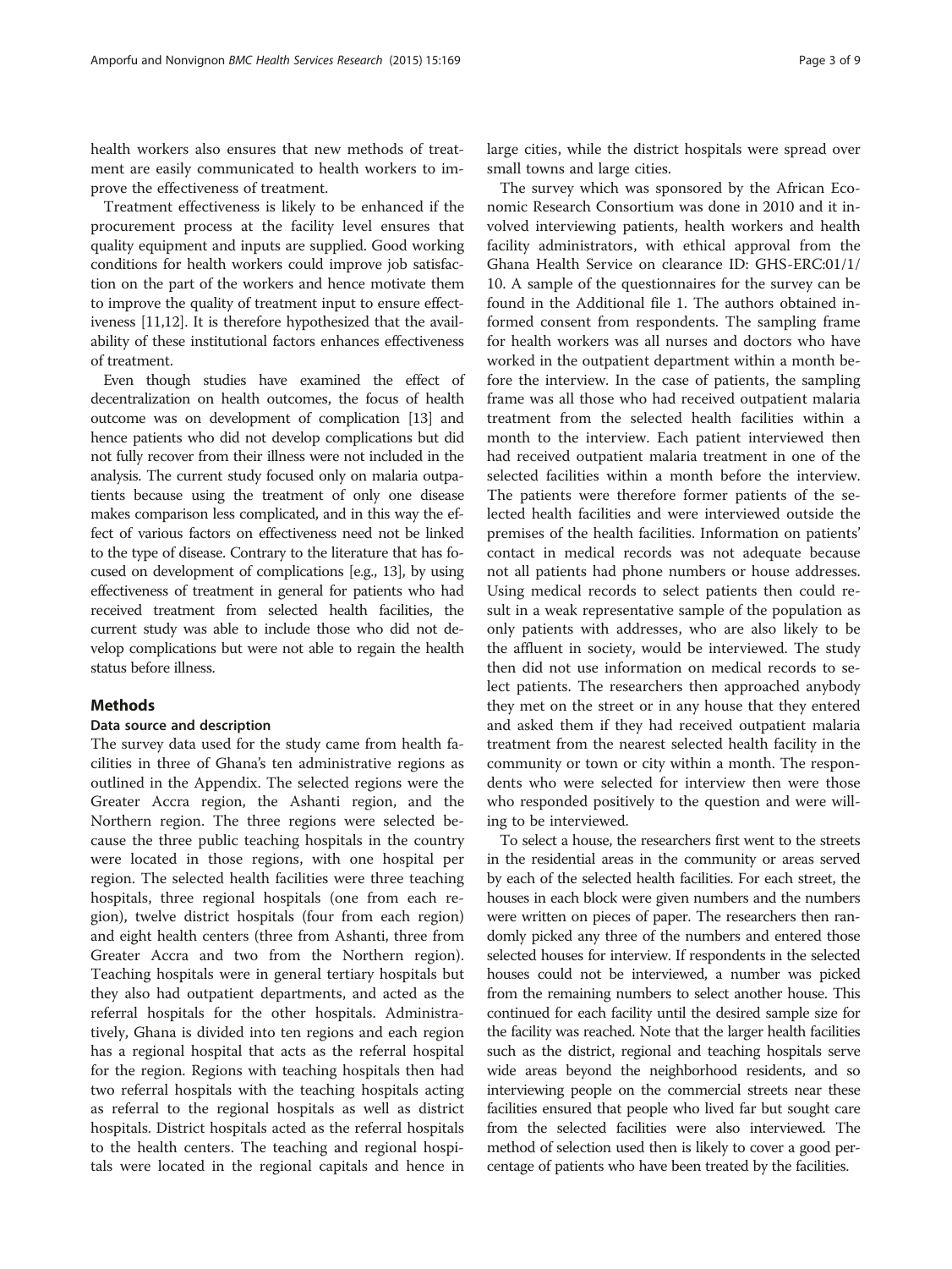health workers also ensures that new methods of treatment are easily communicated to health workers to improve the effectiveness of treatment.

Treatment effectiveness is likely to be enhanced if the procurement process at the facility level ensures that quality equipment and inputs are supplied. Good working conditions for health workers could improve job satisfaction on the part of the workers and hence motivate them to improve the quality of treatment input to ensure effectiveness [11,12]. It is therefore hypothesized that the availability of these institutional factors enhances effectiveness of treatment.

Even though studies have examined the effect of decentralization on health outcomes, the focus of health outcome was on development of complication [13] and hence patients who did not develop complications but did not fully recover from their illness were not included in the analysis. The current study focused only on malaria outpatients because using the treatment of only one disease makes comparison less complicated, and in this way the effect of various factors on effectiveness need not be linked to the type of disease. Contrary to the literature that has focused on development of complications [e.g., 13], by using effectiveness of treatment in general for patients who had received treatment from selected health facilities, the current study was able to include those who did not develop complications but were not able to regain the health status before illness.

## Methods

### Data source and description

The survey data used for the study came from health facilities in three of Ghana's ten administrative regions as outlined in the Appendix. The selected regions were the Greater Accra region, the Ashanti region, and the Northern region. The three regions were selected because the three public teaching hospitals in the country were located in those regions, with one hospital per region. The selected health facilities were three teaching hospitals, three regional hospitals (one from each region), twelve district hospitals (four from each region) and eight health centers (three from Ashanti, three from Greater Accra and two from the Northern region). Teaching hospitals were in general tertiary hospitals but they also had outpatient departments, and acted as the referral hospitals for the other hospitals. Administratively, Ghana is divided into ten regions and each region has a regional hospital that acts as the referral hospital for the region. Regions with teaching hospitals then had two referral hospitals with the teaching hospitals acting as referral to the regional hospitals as well as district hospitals. District hospitals acted as the referral hospitals to the health centers. The teaching and regional hospitals were located in the regional capitals and hence in large cities, while the district hospitals were spread over small towns and large cities.

The survey which was sponsored by the African Economic Research Consortium was done in 2010 and it involved interviewing patients, health workers and health facility administrators, with ethical approval from the Ghana Health Service on clearance ID: GHS-ERC:01/1/10. A sample of the questionnaires for the survey can be found in the Additional file 1. The authors obtained informed consent from respondents. The sampling frame for health workers was all nurses and doctors who have worked in the outpatient department within a month before the interview. In the case of patients, the sampling frame was all those who had received outpatient malaria treatment from the selected health facilities within a month to the interview. Each patient interviewed then had received outpatient malaria treatment in one of the selected facilities within a month before the interview. The patients were therefore former patients of the selected health facilities and were interviewed outside the premises of the health facilities. Information on patients' contact in medical records was not adequate because not all patients had phone numbers or house addresses. Using medical records to select patients then could result in a weak representative sample of the population as only patients with addresses, who are also likely to be the affluent in society, would be interviewed. The study then did not use information on medical records to select patients. The researchers then approached anybody they met on the street or in any house that they entered and asked them if they had received outpatient malaria treatment from the nearest selected health facility in the community or town or city within a month. The respondents who were selected for interview then were those who responded positively to the question and were willing to be interviewed.

To select a house, the researchers first went to the streets in the residential areas in the community or areas served by each of the selected health facilities. For each street, the houses in each block were given numbers and the numbers were written on pieces of paper. The researchers then randomly picked any three of the numbers and entered those selected houses for interview. If respondents in the selected houses could not be interviewed, a number was picked from the remaining numbers to select another house. This continued for each facility until the desired sample size for the facility was reached. Note that the larger health facilities such as the district, regional and teaching hospitals serve wide areas beyond the neighborhood residents, and so interviewing people on the commercial streets near these facilities ensured that people who lived far but sought care from the selected facilities were also interviewed. The method of selection used then is likely to cover a good percentage of patients who have been treated by the facilities.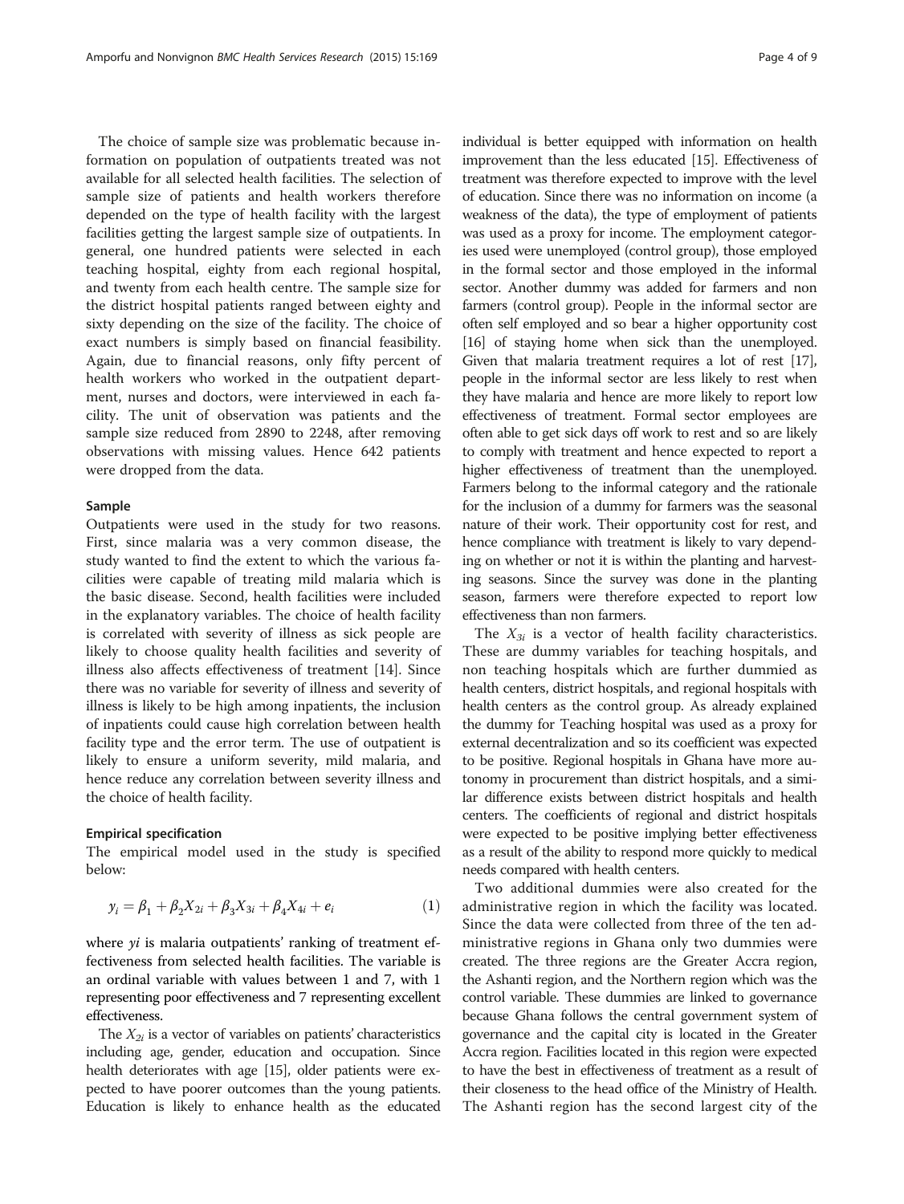The choice of sample size was problematic because information on population of outpatients treated was not available for all selected health facilities. The selection of sample size of patients and health workers therefore depended on the type of health facility with the largest facilities getting the largest sample size of outpatients. In general, one hundred patients were selected in each teaching hospital, eighty from each regional hospital, and twenty from each health centre. The sample size for the district hospital patients ranged between eighty and sixty depending on the size of the facility. The choice of exact numbers is simply based on financial feasibility. Again, due to financial reasons, only fifty percent of health workers who worked in the outpatient department, nurses and doctors, were interviewed in each facility. The unit of observation was patients and the sample size reduced from 2890 to 2248, after removing observations with missing values. Hence 642 patients were dropped from the data.

#### Sample

Outpatients were used in the study for two reasons. First, since malaria was a very common disease, the study wanted to find the extent to which the various facilities were capable of treating mild malaria which is the basic disease. Second, health facilities were included in the explanatory variables. The choice of health facility is correlated with severity of illness as sick people are likely to choose quality health facilities and severity of illness also affects effectiveness of treatment [14]. Since there was no variable for severity of illness and severity of illness is likely to be high among inpatients, the inclusion of inpatients could cause high correlation between health facility type and the error term. The use of outpatient is likely to ensure a uniform severity, mild malaria, and hence reduce any correlation between severity illness and the choice of health facility.

#### Empirical specification

The empirical model used in the study is specified below:

$$y_i = \beta_1 + \beta_2 X_{2i} + \beta_3 X_{3i} + \beta_4 X_{4i} + e_i \tag{1}$$

where $yi$ is malaria outpatients' ranking of treatment effectiveness from selected health facilities. The variable is an ordinal variable with values between 1 and 7, with 1 representing poor effectiveness and 7 representing excellent effectiveness.

The $X_{2i}$ is a vector of variables on patients' characteristics including age, gender, education and occupation. Since health deteriorates with age [15], older patients were expected to have poorer outcomes than the young patients. Education is likely to enhance health as the educated individual is better equipped with information on health improvement than the less educated [15]. Effectiveness of treatment was therefore expected to improve with the level of education. Since there was no information on income (a weakness of the data), the type of employment of patients was used as a proxy for income. The employment categories used were unemployed (control group), those employed in the formal sector and those employed in the informal sector. Another dummy was added for farmers and non farmers (control group). People in the informal sector are often self employed and so bear a higher opportunity cost [16] of staying home when sick than the unemployed. Given that malaria treatment requires a lot of rest [17], people in the informal sector are less likely to rest when they have malaria and hence are more likely to report low effectiveness of treatment. Formal sector employees are often able to get sick days off work to rest and so are likely to comply with treatment and hence expected to report a higher effectiveness of treatment than the unemployed. Farmers belong to the informal category and the rationale for the inclusion of a dummy for farmers was the seasonal nature of their work. Their opportunity cost for rest, and hence compliance with treatment is likely to vary depending on whether or not it is within the planting and harvesting seasons. Since the survey was done in the planting season, farmers were therefore expected to report low effectiveness than non farmers.

The $X_{3i}$ is a vector of health facility characteristics. These are dummy variables for teaching hospitals, and non teaching hospitals which are further dummied as health centers, district hospitals, and regional hospitals with health centers as the control group. As already explained the dummy for Teaching hospital was used as a proxy for external decentralization and so its coefficient was expected to be positive. Regional hospitals in Ghana have more autonomy in procurement than district hospitals, and a similar difference exists between district hospitals and health centers. The coefficients of regional and district hospitals were expected to be positive implying better effectiveness as a result of the ability to respond more quickly to medical needs compared with health centers.

Two additional dummies were also created for the administrative region in which the facility was located. Since the data were collected from three of the ten administrative regions in Ghana only two dummies were created. The three regions are the Greater Accra region, the Ashanti region, and the Northern region which was the control variable. These dummies are linked to governance because Ghana follows the central government system of governance and the capital city is located in the Greater Accra region. Facilities located in this region were expected to have the best in effectiveness of treatment as a result of their closeness to the head office of the Ministry of Health. The Ashanti region has the second largest city of the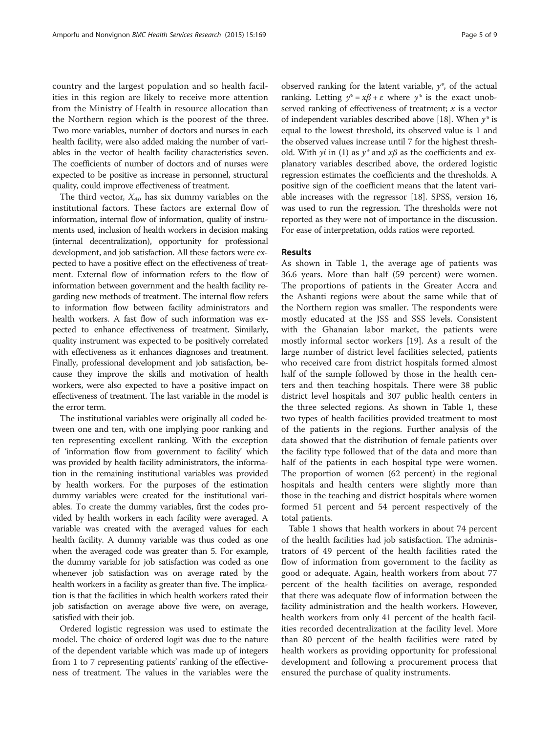country and the largest population and so health facilities in this region are likely to receive more attention from the Ministry of Health in resource allocation than the Northern region which is the poorest of the three. Two more variables, number of doctors and nurses in each health facility, were also added making the number of variables in the vector of health facility characteristics seven. The coefficients of number of doctors and of nurses were expected to be positive as increase in personnel, structural quality, could improve effectiveness of treatment.

The third vector, $X_{4i}$, has six dummy variables on the institutional factors. These factors are external flow of information, internal flow of information, quality of instruments used, inclusion of health workers in decision making (internal decentralization), opportunity for professional development, and job satisfaction. All these factors were expected to have a positive effect on the effectiveness of treatment. External flow of information refers to the flow of information between government and the health facility regarding new methods of treatment. The internal flow refers to information flow between facility administrators and health workers. A fast flow of such information was expected to enhance effectiveness of treatment. Similarly, quality instrument was expected to be positively correlated with effectiveness as it enhances diagnoses and treatment. Finally, professional development and job satisfaction, because they improve the skills and motivation of health workers, were also expected to have a positive impact on effectiveness of treatment. The last variable in the model is the error term.

The institutional variables were originally all coded between one and ten, with one implying poor ranking and ten representing excellent ranking. With the exception of 'information flow from government to facility' which was provided by health facility administrators, the information in the remaining institutional variables was provided by health workers. For the purposes of the estimation dummy variables were created for the institutional variables. To create the dummy variables, first the codes provided by health workers in each facility were averaged. A variable was created with the averaged values for each health facility. A dummy variable was thus coded as one when the averaged code was greater than 5. For example, the dummy variable for job satisfaction was coded as one whenever job satisfaction was on average rated by the health workers in a facility as greater than five. The implication is that the facilities in which health workers rated their job satisfaction on average above five were, on average, satisfied with their job.

Ordered logistic regression was used to estimate the model. The choice of ordered logit was due to the nature of the dependent variable which was made up of integers from 1 to 7 representing patients' ranking of the effectiveness of treatment. The values in the variables were the observed ranking for the latent variable, $y^*$, of the actual ranking. Letting $y^* = x\beta + \varepsilon$ where $y^*$ is the exact unobserved ranking of effectiveness of treatment; $x$ is a vector of independent variables described above [18]. When $y^*$ is equal to the lowest threshold, its observed value is 1 and the observed values increase until 7 for the highest threshold. With $yi$ in (1) as $y^*$ and $x\beta$ as the coefficients and explanatory variables described above, the ordered logistic regression estimates the coefficients and the thresholds. A positive sign of the coefficient means that the latent variable increases with the regressor [18]. SPSS, version 16, was used to run the regression. The thresholds were not reported as they were not of importance in the discussion. For ease of interpretation, odds ratios were reported.

## Results

As shown in Table 1, the average age of patients was 36.6 years. More than half (59 percent) were women. The proportions of patients in the Greater Accra and the Ashanti regions were about the same while that of the Northern region was smaller. The respondents were mostly educated at the JSS and SSS levels. Consistent with the Ghanaian labor market, the patients were mostly informal sector workers [19]. As a result of the large number of district level facilities selected, patients who received care from district hospitals formed almost half of the sample followed by those in the health centers and then teaching hospitals. There were 38 public district level hospitals and 307 public health centers in the three selected regions. As shown in Table 1, these two types of health facilities provided treatment to most of the patients in the regions. Further analysis of the data showed that the distribution of female patients over the facility type followed that of the data and more than half of the patients in each hospital type were women. The proportion of women (62 percent) in the regional hospitals and health centers were slightly more than those in the teaching and district hospitals where women formed 51 percent and 54 percent respectively of the total patients.

Table 1 shows that health workers in about 74 percent of the health facilities had job satisfaction. The administrators of 49 percent of the health facilities rated the flow of information from government to the facility as good or adequate. Again, health workers from about 77 percent of the health facilities on average, responded that there was adequate flow of information between the facility administration and the health workers. However, health workers from only 41 percent of the health facilities recorded decentralization at the facility level. More than 80 percent of the health facilities were rated by health workers as providing opportunity for professional development and following a procurement process that ensured the purchase of quality instruments.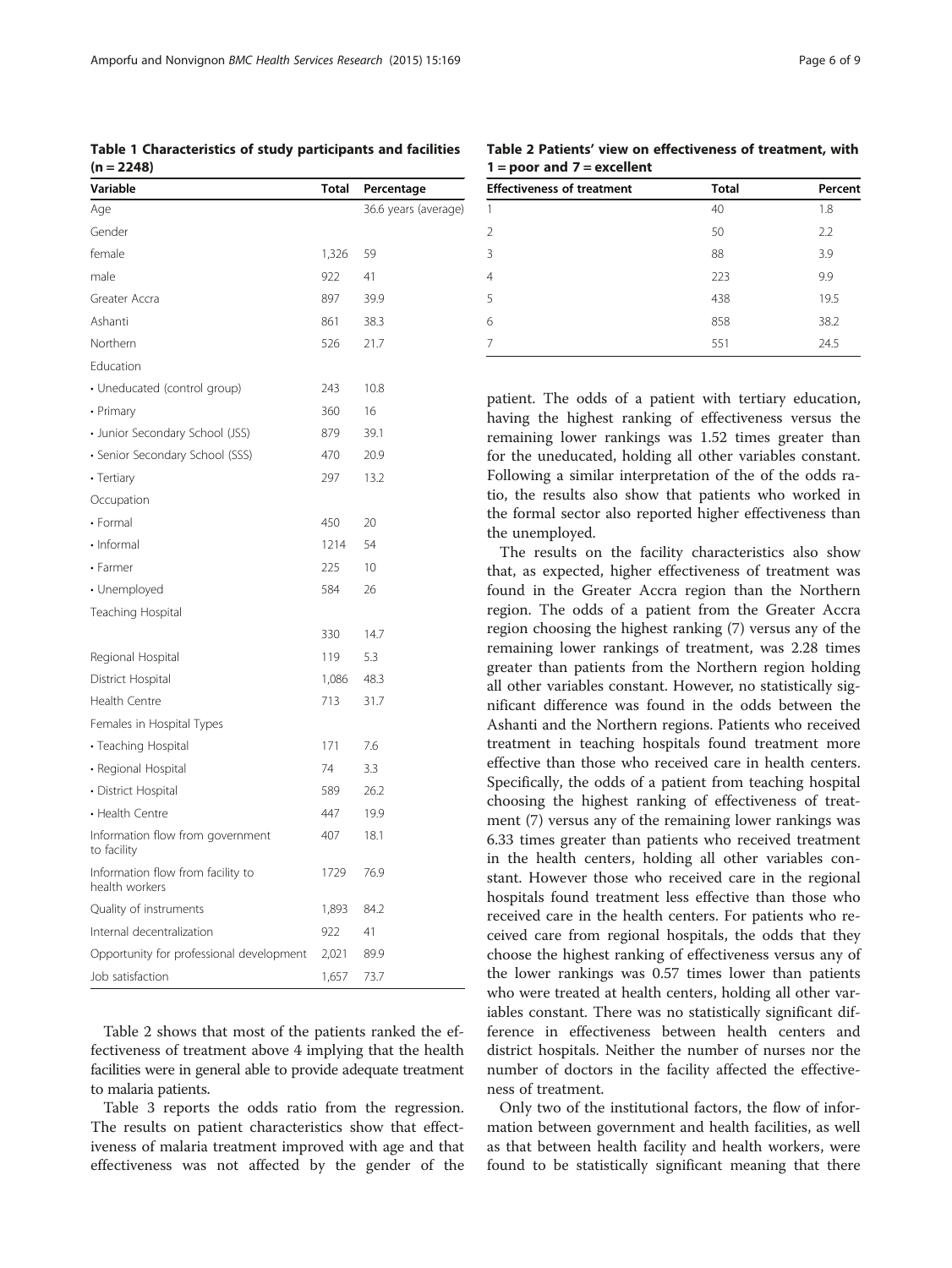**Table 1 Characteristics of study participants and facilities (n = 2248)**

| Variable | Total | Percentage |
|---|---|---|
| Age | | 36.6 years (average) |
| Gender | | |
| female | 1,326 | 59 |
| male | 922 | 41 |
| Greater Accra | 897 | 39.9 |
| Ashanti | 861 | 38.3 |
| Northern | 526 | 21.7 |
| Education | | |
| • Uneducated (control group) | 243 | 10.8 |
| • Primary | 360 | 16 |
| • Junior Secondary School (JSS) | 879 | 39.1 |
| • Senior Secondary School (SSS) | 470 | 20.9 |
| • Tertiary | 297 | 13.2 |
| Occupation | | |
| • Formal | 450 | 20 |
| • Informal | 1214 | 54 |
| • Farmer | 225 | 10 |
| • Unemployed | 584 | 26 |
| Teaching Hospital | | |
| | 330 | 14.7 |
| Regional Hospital | 119 | 5.3 |
| District Hospital | 1,086 | 48.3 |
| Health Centre | 713 | 31.7 |
| Females in Hospital Types | | |
| • Teaching Hospital | 171 | 7.6 |
| • Regional Hospital | 74 | 3.3 |
| • District Hospital | 589 | 26.2 |
| • Health Centre | 447 | 19.9 |
| Information flow from government to facility | 407 | 18.1 |
| Information flow from facility to health workers | 1729 | 76.9 |
| Quality of instruments | 1,893 | 84.2 |
| Internal decentralization | 922 | 41 |
| Opportunity for professional development | 2,021 | 89.9 |
| Job satisfaction | 1,657 | 73.7 |

Table 2 shows that most of the patients ranked the effectiveness of treatment above 4 implying that the health facilities were in general able to provide adequate treatment to malaria patients.

Table 3 reports the odds ratio from the regression. The results on patient characteristics show that effectiveness of malaria treatment improved with age and that effectiveness was not affected by the gender of the patient. The odds of a patient with tertiary education, having the highest ranking of effectiveness versus the remaining lower rankings was 1.52 times greater than for the uneducated, holding all other variables constant. Following a similar interpretation of the of the odds ratio, the results also show that patients who worked in the formal sector also reported higher effectiveness than the unemployed.

**Table 2 Patients' view on effectiveness of treatment, with 1 = poor and 7 = excellent**

| Effectiveness of treatment | Total | Percent |
|---|---|---|
| 1 | 40 | 1.8 |
| 2 | 50 | 2.2 |
| 3 | 88 | 3.9 |
| 4 | 223 | 9.9 |
| 5 | 438 | 19.5 |
| 6 | 858 | 38.2 |
| 7 | 551 | 24.5 |

The results on the facility characteristics also show that, as expected, higher effectiveness of treatment was found in the Greater Accra region than the Northern region. The odds of a patient from the Greater Accra region choosing the highest ranking (7) versus any of the remaining lower rankings of treatment, was 2.28 times greater than patients from the Northern region holding all other variables constant. However, no statistically significant difference was found in the odds between the Ashanti and the Northern regions. Patients who received treatment in teaching hospitals found treatment more effective than those who received care in health centers. Specifically, the odds of a patient from teaching hospital choosing the highest ranking of effectiveness of treatment (7) versus any of the remaining lower rankings was 6.33 times greater than patients who received treatment in the health centers, holding all other variables constant. However those who received care in the regional hospitals found treatment less effective than those who received care in the health centers. For patients who received care from regional hospitals, the odds that they choose the highest ranking of effectiveness versus any of the lower rankings was 0.57 times lower than patients who were treated at health centers, holding all other variables constant. There was no statistically significant difference in effectiveness between health centers and district hospitals. Neither the number of nurses nor the number of doctors in the facility affected the effectiveness of treatment.

Only two of the institutional factors, the flow of information between government and health facilities, as well as that between health facility and health workers, were found to be statistically significant meaning that there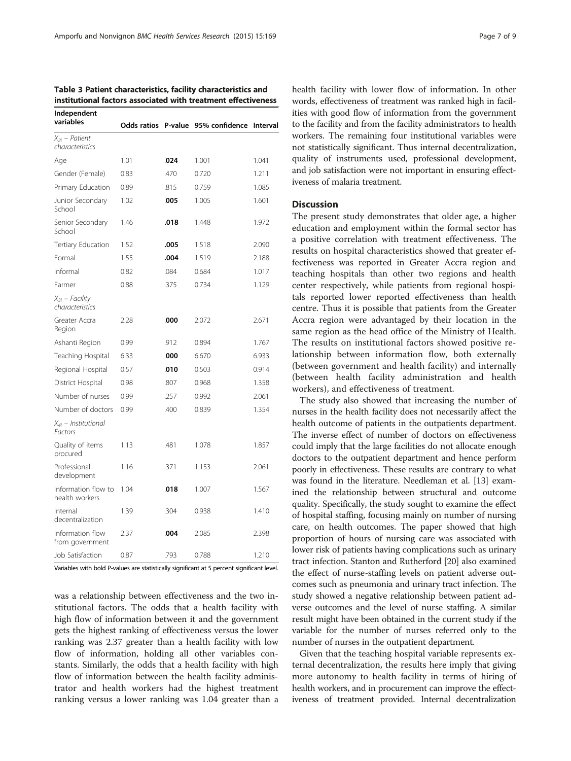**Table 3 Patient characteristics, facility characteristics and institutional factors associated with treatment effectiveness**

| Independent variables | Odds ratios | P-value | 95% confidence | Interval |
|---|---|---|---|---|
| *$X_{2i}$ – Patient characteristics* | | | | |
| Age | 1.01 | **.024** | 1.001 | 1.041 |
| Gender (Female) | 0.83 | .470 | 0.720 | 1.211 |
| Primary Education | 0.89 | .815 | 0.759 | 1.085 |
| Junior Secondary School | 1.02 | **.005** | 1.005 | 1.601 |
| Senior Secondary School | 1.46 | **.018** | 1.448 | 1.972 |
| Tertiary Education | 1.52 | **.005** | 1.518 | 2.090 |
| Formal | 1.55 | **.004** | 1.519 | 2.188 |
| Informal | 0.82 | .084 | 0.684 | 1.017 |
| Farmer | 0.88 | .375 | 0.734 | 1.129 |
| *$X_{3i}$ – Facility characteristics* | | | | |
| Greater Accra Region | 2.28 | **.000** | 2.072 | 2.671 |
| Ashanti Region | 0.99 | .912 | 0.894 | 1.767 |
| Teaching Hospital | 6.33 | **.000** | 6.670 | 6.933 |
| Regional Hospital | 0.57 | **.010** | 0.503 | 0.914 |
| District Hospital | 0.98 | .807 | 0.968 | 1.358 |
| Number of nurses | 0.99 | .257 | 0.992 | 2.061 |
| Number of doctors | 0.99 | .400 | 0.839 | 1.354 |
| *$X_{4i}$ – Institutional Factors* | | | | |
| Quality of items procured | 1.13 | .481 | 1.078 | 1.857 |
| Professional development | 1.16 | .371 | 1.153 | 2.061 |
| Information flow to health workers | 1.04 | **.018** | 1.007 | 1.567 |
| Internal decentralization | 1.39 | .304 | 0.938 | 1.410 |
| Information flow from government | 2.37 | **.004** | 2.085 | 2.398 |
| Job Satisfaction | 0.87 | .793 | 0.788 | 1.210 |

Variables with bold P-values are statistically significant at 5 percent significant level.

was a relationship between effectiveness and the two institutional factors. The odds that a health facility with high flow of information between it and the government gets the highest ranking of effectiveness versus the lower ranking was 2.37 greater than a health facility with low flow of information, holding all other variables constants. Similarly, the odds that a health facility with high flow of information between the health facility administrator and health workers had the highest treatment ranking versus a lower ranking was 1.04 greater than a health facility with lower flow of information. In other words, effectiveness of treatment was ranked high in facilities with good flow of information from the government to the facility and from the facility administrators to health workers. The remaining four institutional variables were not statistically significant. Thus internal decentralization, quality of instruments used, professional development, and job satisfaction were not important in ensuring effectiveness of malaria treatment.

## Discussion

The present study demonstrates that older age, a higher education and employment within the formal sector has a positive correlation with treatment effectiveness. The results on hospital characteristics showed that greater effectiveness was reported in Greater Accra region and teaching hospitals than other two regions and health center respectively, while patients from regional hospitals reported lower reported effectiveness than health centre. Thus it is possible that patients from the Greater Accra region were advantaged by their location in the same region as the head office of the Ministry of Health. The results on institutional factors showed positive relationship between information flow, both externally (between government and health facility) and internally (between health facility administration and health workers), and effectiveness of treatment.

The study also showed that increasing the number of nurses in the health facility does not necessarily affect the health outcome of patients in the outpatients department. The inverse effect of number of doctors on effectiveness could imply that the large facilities do not allocate enough doctors to the outpatient department and hence perform poorly in effectiveness. These results are contrary to what was found in the literature. Needleman et al. [13] examined the relationship between structural and outcome quality. Specifically, the study sought to examine the effect of hospital staffing, focusing mainly on number of nursing care, on health outcomes. The paper showed that high proportion of hours of nursing care was associated with lower risk of patients having complications such as urinary tract infection. Stanton and Rutherford [20] also examined the effect of nurse-staffing levels on patient adverse outcomes such as pneumonia and urinary tract infection. The study showed a negative relationship between patient adverse outcomes and the level of nurse staffing. A similar result might have been obtained in the current study if the variable for the number of nurses referred only to the number of nurses in the outpatient department.

Given that the teaching hospital variable represents external decentralization, the results here imply that giving more autonomy to health facility in terms of hiring of health workers, and in procurement can improve the effectiveness of treatment provided. Internal decentralization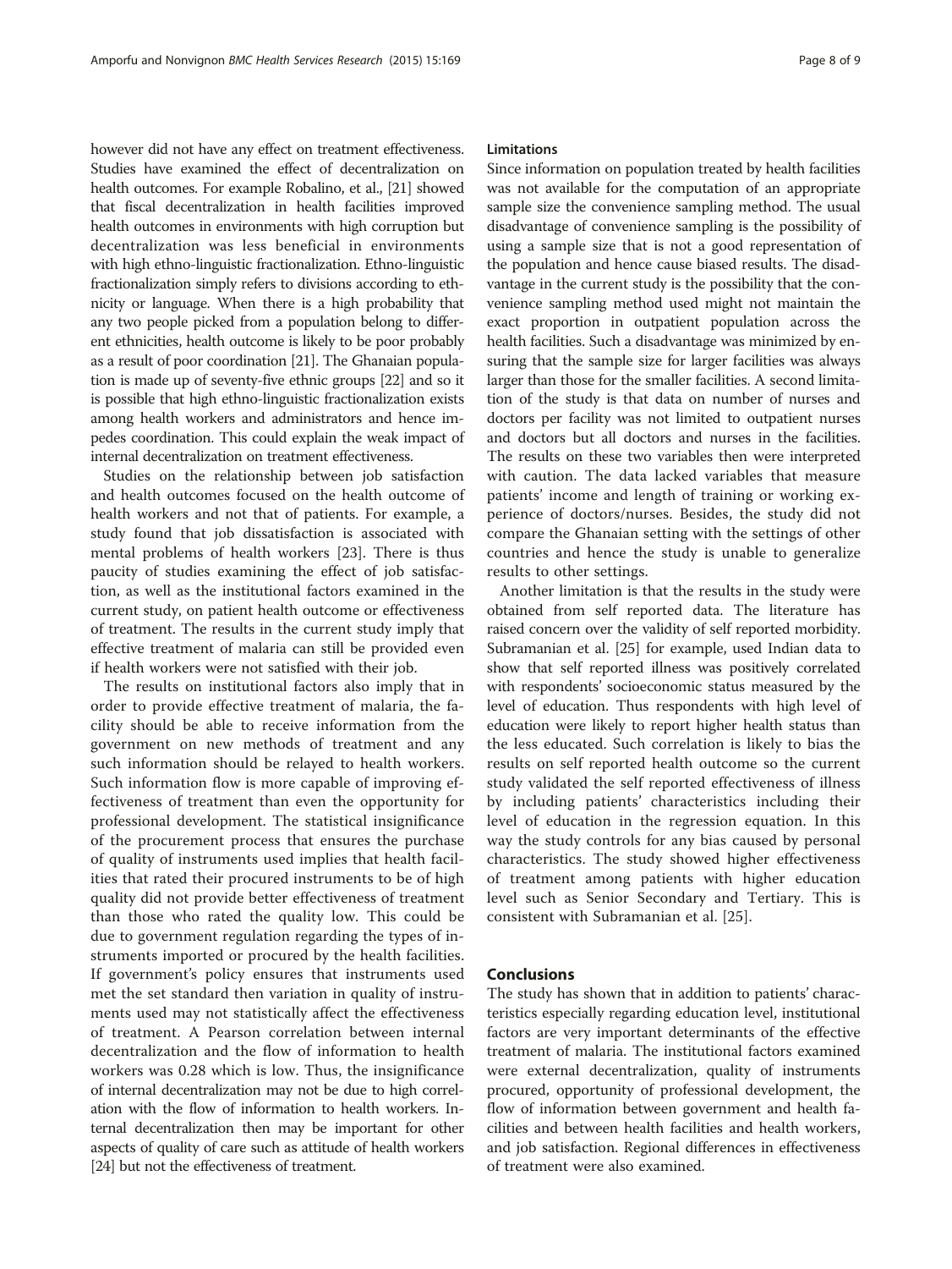however did not have any effect on treatment effectiveness. Studies have examined the effect of decentralization on health outcomes. For example Robalino, et al., [21] showed that fiscal decentralization in health facilities improved health outcomes in environments with high corruption but decentralization was less beneficial in environments with high ethno-linguistic fractionalization. Ethno-linguistic fractionalization simply refers to divisions according to ethnicity or language. When there is a high probability that any two people picked from a population belong to different ethnicities, health outcome is likely to be poor probably as a result of poor coordination [21]. The Ghanaian population is made up of seventy-five ethnic groups [22] and so it is possible that high ethno-linguistic fractionalization exists among health workers and administrators and hence impedes coordination. This could explain the weak impact of internal decentralization on treatment effectiveness.

Studies on the relationship between job satisfaction and health outcomes focused on the health outcome of health workers and not that of patients. For example, a study found that job dissatisfaction is associated with mental problems of health workers [23]. There is thus paucity of studies examining the effect of job satisfaction, as well as the institutional factors examined in the current study, on patient health outcome or effectiveness of treatment. The results in the current study imply that effective treatment of malaria can still be provided even if health workers were not satisfied with their job.

The results on institutional factors also imply that in order to provide effective treatment of malaria, the facility should be able to receive information from the government on new methods of treatment and any such information should be relayed to health workers. Such information flow is more capable of improving effectiveness of treatment than even the opportunity for professional development. The statistical insignificance of the procurement process that ensures the purchase of quality of instruments used implies that health facilities that rated their procured instruments to be of high quality did not provide better effectiveness of treatment than those who rated the quality low. This could be due to government regulation regarding the types of instruments imported or procured by the health facilities. If government's policy ensures that instruments used met the set standard then variation in quality of instruments used may not statistically affect the effectiveness of treatment. A Pearson correlation between internal decentralization and the flow of information to health workers was 0.28 which is low. Thus, the insignificance of internal decentralization may not be due to high correlation with the flow of information to health workers. Internal decentralization then may be important for other aspects of quality of care such as attitude of health workers [24] but not the effectiveness of treatment.

### Limitations

Since information on population treated by health facilities was not available for the computation of an appropriate sample size the convenience sampling method. The usual disadvantage of convenience sampling is the possibility of using a sample size that is not a good representation of the population and hence cause biased results. The disadvantage in the current study is the possibility that the convenience sampling method used might not maintain the exact proportion in outpatient population across the health facilities. Such a disadvantage was minimized by ensuring that the sample size for larger facilities was always larger than those for the smaller facilities. A second limitation of the study is that data on number of nurses and doctors per facility was not limited to outpatient nurses and doctors but all doctors and nurses in the facilities. The results on these two variables then were interpreted with caution. The data lacked variables that measure patients' income and length of training or working experience of doctors/nurses. Besides, the study did not compare the Ghanaian setting with the settings of other countries and hence the study is unable to generalize results to other settings.

Another limitation is that the results in the study were obtained from self reported data. The literature has raised concern over the validity of self reported morbidity. Subramanian et al. [25] for example, used Indian data to show that self reported illness was positively correlated with respondents' socioeconomic status measured by the level of education. Thus respondents with high level of education were likely to report higher health status than the less educated. Such correlation is likely to bias the results on self reported health outcome so the current study validated the self reported effectiveness of illness by including patients' characteristics including their level of education in the regression equation. In this way the study controls for any bias caused by personal characteristics. The study showed higher effectiveness of treatment among patients with higher education level such as Senior Secondary and Tertiary. This is consistent with Subramanian et al. [25].

## Conclusions

The study has shown that in addition to patients' characteristics especially regarding education level, institutional factors are very important determinants of the effective treatment of malaria. The institutional factors examined were external decentralization, quality of instruments procured, opportunity of professional development, the flow of information between government and health facilities and between health facilities and health workers, and job satisfaction. Regional differences in effectiveness of treatment were also examined.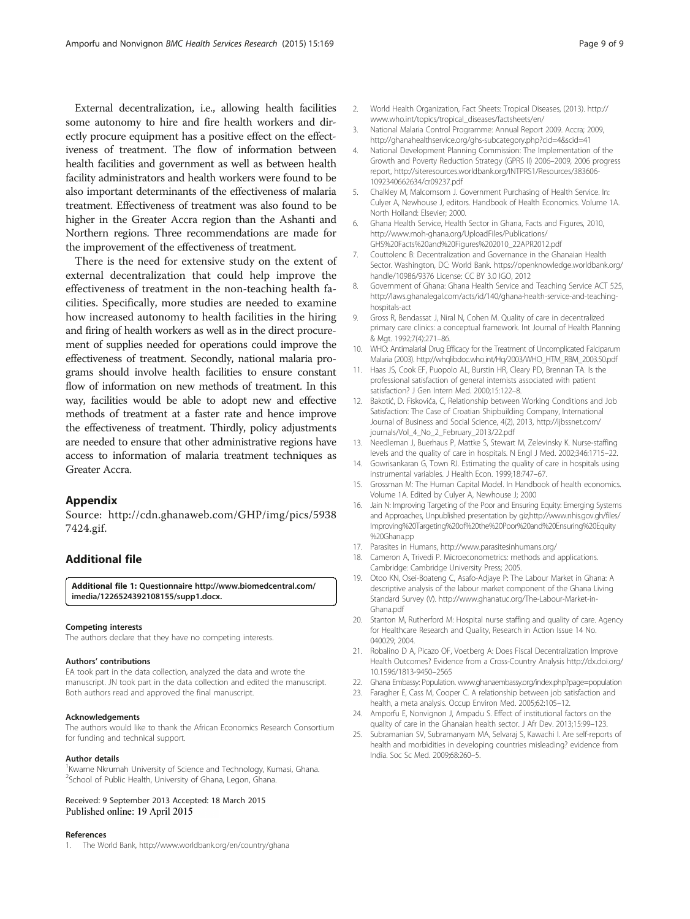External decentralization, i.e., allowing health facilities some autonomy to hire and fire health workers and directly procure equipment has a positive effect on the effectiveness of treatment. The flow of information between health facilities and government as well as between health facility administrators and health workers were found to be also important determinants of the effectiveness of malaria treatment. Effectiveness of treatment was also found to be higher in the Greater Accra region than the Ashanti and Northern regions. Three recommendations are made for the improvement of the effectiveness of treatment.

There is the need for extensive study on the extent of external decentralization that could help improve the effectiveness of treatment in the non-teaching health facilities. Specifically, more studies are needed to examine how increased autonomy to health facilities in the hiring and firing of health workers as well as in the direct procurement of supplies needed for operations could improve the effectiveness of treatment. Secondly, national malaria programs should involve health facilities to ensure constant flow of information on new methods of treatment. In this way, facilities would be able to adopt new and effective methods of treatment at a faster rate and hence improve the effectiveness of treatment. Thirdly, policy adjustments are needed to ensure that other administrative regions have access to information of malaria treatment techniques as Greater Accra.

## Appendix

Source: http://cdn.ghanaweb.com/GHP/img/pics/59387424.gif.

## Additional file

**Additional file 1: Questionnaire http://www.biomedcentral.com/imedia/1226524392108155/supp1.docx.**

#### Competing interests

The authors declare that they have no competing interests.

#### Authors' contributions

EA took part in the data collection, analyzed the data and wrote the manuscript. JN took part in the data collection and edited the manuscript. Both authors read and approved the final manuscript.

#### Acknowledgements

The authors would like to thank the African Economics Research Consortium for funding and technical support.

#### Author details

[1]Kwame Nkrumah University of Science and Technology, Kumasi, Ghana. [2]School of Public Health, University of Ghana, Legon, Ghana.

Received: 9 September 2013 Accepted: 18 March 2015
Published online: 19 April 2015

#### References

1. The World Bank, http://www.worldbank.org/en/country/ghana
2. World Health Organization, Fact Sheets: Tropical Diseases, (2013). http://www.who.int/topics/tropical_diseases/factsheets/en/
3. National Malaria Control Programme: Annual Report 2009. Accra; 2009, http://ghanahealthservice.org/ghs-subcategory.php?cid=4&scid=41
4. National Development Planning Commission: The Implementation of the Growth and Poverty Reduction Strategy (GPRS II) 2006–2009, 2006 progress report, http://siteresources.worldbank.org/INTPRS1/Resources/383606-1092340662634/cr09237.pdf
5. Chalkley M, Malcomsom J. Government Purchasing of Health Service. In: Culyer A, Newhouse J, editors. Handbook of Health Economics. Volume 1A. North Holland: Elsevier; 2000.
6. Ghana Health Service, Health Sector in Ghana, Facts and Figures, 2010, http://www.moh-ghana.org/UploadFiles/Publications/GHS%20Facts%20and%20Figures%202010_22APR2012.pdf
7. Couttolenc B: Decentralization and Governance in the Ghanaian Health Sector. Washington, DC: World Bank. https://openknowledge.worldbank.org/handle/10986/9376 License: CC BY 3.0 IGO, 2012
8. Government of Ghana: Ghana Health Service and Teaching Service ACT 525, http://laws.ghanalegal.com/acts/id/140/ghana-health-service-and-teaching-hospitals-act
9. Gross R, Bendassat J, Niral N, Cohen M. Quality of care in decentralized primary care clinics: a conceptual framework. Int Journal of Health Planning & Mgt. 1992;7(4):271–86.
10. WHO: Antimalarial Drug Efficacy for the Treatment of Uncomplicated Falciparum Malaria (2003). http://whqlibdoc.who.int/Hq/2003/WHO_HTM_RBM_2003.50.pdf
11. Haas JS, Cook EF, Puopolo AL, Burstin HR, Cleary PD, Brennan TA. Is the professional satisfaction of general internists associated with patient satisfaction? J Gen Intern Med. 2000;15:122–8.
12. Bakotić, D. Fiskovića, C, Relationship between Working Conditions and Job Satisfaction: The Case of Croatian Shipbuilding Company, International Journal of Business and Social Science, 4(2), 2013, http://ijbssnet.com/journals/Vol_4_No_2_February_2013/22.pdf
13. Needleman J, Buerhaus P, Mattke S, Stewart M, Zelevinsky K. Nurse-staffing levels and the quality of care in hospitals. N Engl J Med. 2002;346:1715–22.
14. Gowrisankaran G, Town RJ. Estimating the quality of care in hospitals using instrumental variables. J Health Econ. 1999;18:747–67.
15. Grossman M: The Human Capital Model. In Handbook of health economics. Volume 1A. Edited by Culyer A, Newhouse J; 2000
16. Jain N: Improving Targeting of the Poor and Ensuring Equity: Emerging Systems and Approaches, Unpublished presentation by giz,http://www.nhis.gov.gh/files/Improving%20Targeting%20of%20the%20Poor%20and%20Ensuring%20Equity%20Ghana.pp
17. Parasites in Humans, http://www.parasitesinhumans.org/
18. Cameron A, Trivedi P. Microeconometrics: methods and applications. Cambridge: Cambridge University Press; 2005.
19. Otoo KN, Osei-Boateng C, Asafo-Adjaye P: The Labour Market in Ghana: A descriptive analysis of the labour market component of the Ghana Living Standard Survey (V). http://www.ghanatuc.org/The-Labour-Market-in-Ghana.pdf
20. Stanton M, Rutherford M: Hospital nurse staffing and quality of care. Agency for Healthcare Research and Quality, Research in Action Issue 14 No. 040029; 2004.
21. Robalino D A, Picazo OF, Voetberg A: Does Fiscal Decentralization Improve Health Outcomes? Evidence from a Cross-Country Analysis http://dx.doi.org/10.1596/1813-9450–2565
22. Ghana Embassy: Population. www.ghanaembassy.org/index.php?page=population
23. Faragher E, Cass M, Cooper C. A relationship between job satisfaction and health, a meta analysis. Occup Environ Med. 2005;62:105–12.
24. Amporfu E, Nonvignon J, Ampadu S. Effect of institutional factors on the quality of care in the Ghanaian health sector. J Afr Dev. 2013;15:99–123.
25. Subramanian SV, Subramanyam MA, Selvaraj S, Kawachi I. Are self-reports of health and morbidities in developing countries misleading? evidence from India. Soc Sc Med. 2009;68:260–5.